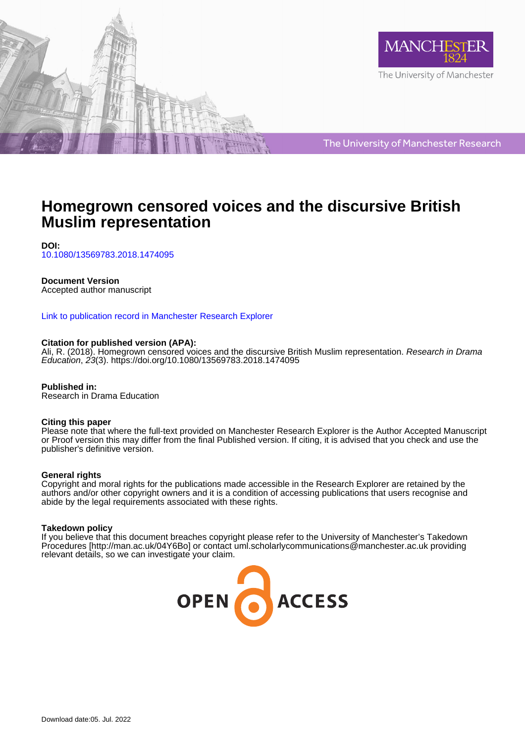# Homegrown censored voices and the discursive British Muslim representation

**DOI:**
10.1080/13569783.2018.1474095

**Document Version**
Accepted author manuscript

Link to publication record in Manchester Research Explorer

**Citation for published version (APA):**
Ali, R. (2018). Homegrown censored voices and the discursive British Muslim representation. *Research in Drama Education*, *23*(3). https://doi.org/10.1080/13569783.2018.1474095

**Published in:**
Research in Drama Education

**Citing this paper**
Please note that where the full-text provided on Manchester Research Explorer is the Author Accepted Manuscript or Proof version this may differ from the final Published version. If citing, it is advised that you check and use the publisher's definitive version.

**General rights**
Copyright and moral rights for the publications made accessible in the Research Explorer are retained by the authors and/or other copyright owners and it is a condition of accessing publications that users recognise and abide by the legal requirements associated with these rights.

**Takedown policy**
If you believe that this document breaches copyright please refer to the University of Manchester's Takedown Procedures [http://man.ac.uk/04Y6Bo] or contact uml.scholarlycommunications@manchester.ac.uk providing relevant details, so we can investigate your claim.

Download date:05. Jul. 2022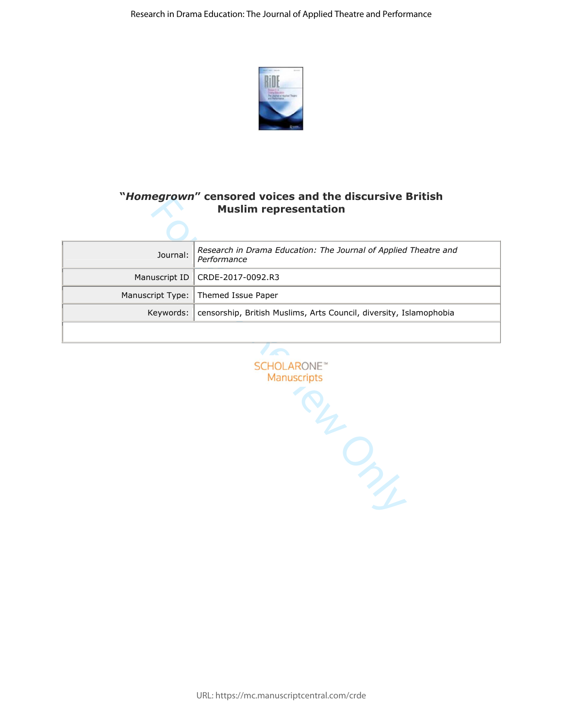# "*Homegrown*" censored voices and the discursive British Muslim representation

| | |
|---|---|
| Journal: | *Research in Drama Education: The Journal of Applied Theatre and Performance* |
| Manuscript ID | CRDE-2017-0092.R3 |
| Manuscript Type: | Themed Issue Paper |
| Keywords: | censorship, British Muslims, Arts Council, diversity, Islamophobia |
| | |

SCHOLARONE™
Manuscripts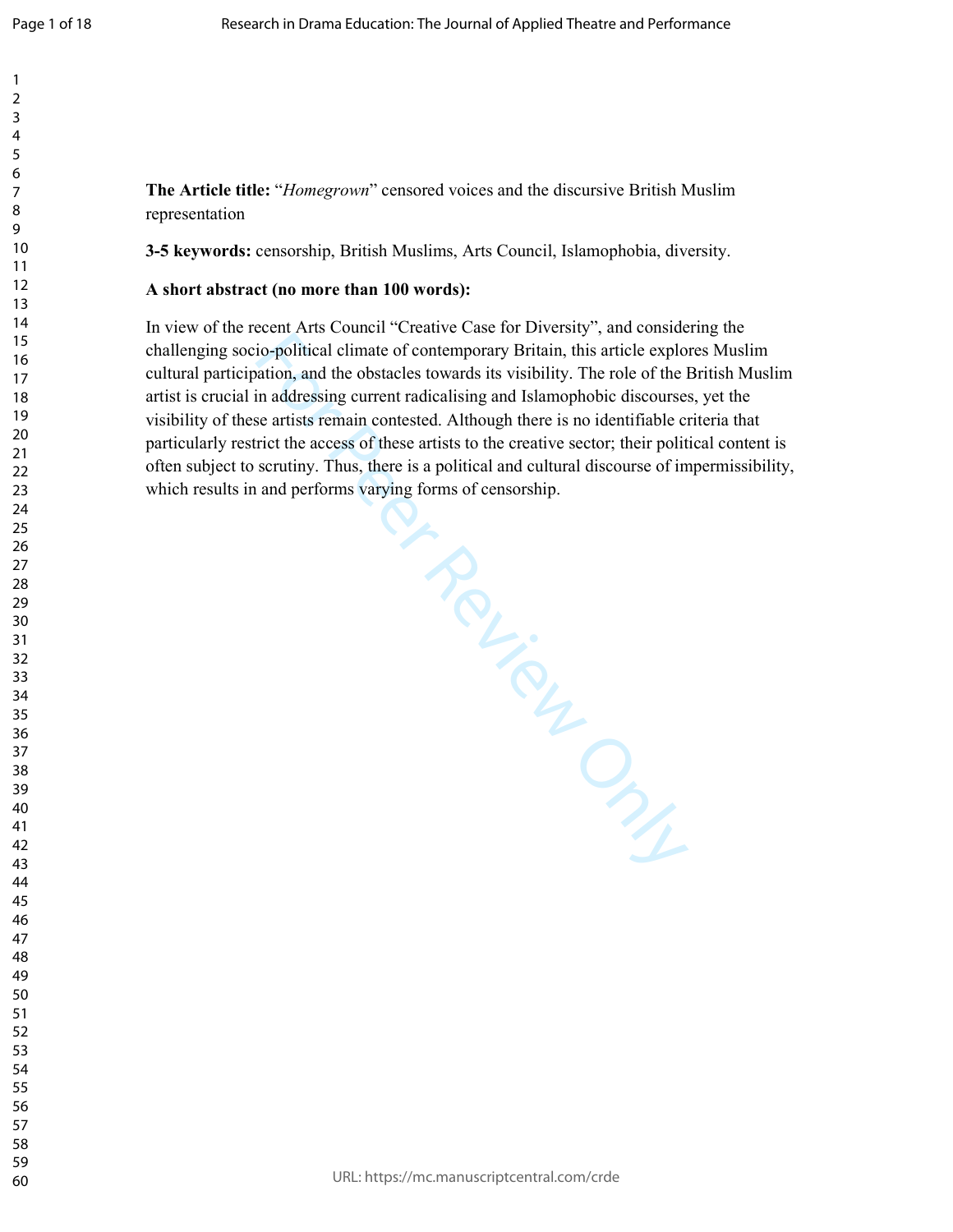**The Article title:** "*Homegrown*" censored voices and the discursive British Muslim representation

**3-5 keywords:** censorship, British Muslims, Arts Council, Islamophobia, diversity.

**A short abstract (no more than 100 words):**

In view of the recent Arts Council "Creative Case for Diversity", and considering the challenging socio-political climate of contemporary Britain, this article explores Muslim cultural participation, and the obstacles towards its visibility. The role of the British Muslim artist is crucial in addressing current radicalising and Islamophobic discourses, yet the visibility of these artists remain contested. Although there is no identifiable criteria that particularly restrict the access of these artists to the creative sector; their political content is often subject to scrutiny. Thus, there is a political and cultural discourse of impermissibility, which results in and performs varying forms of censorship.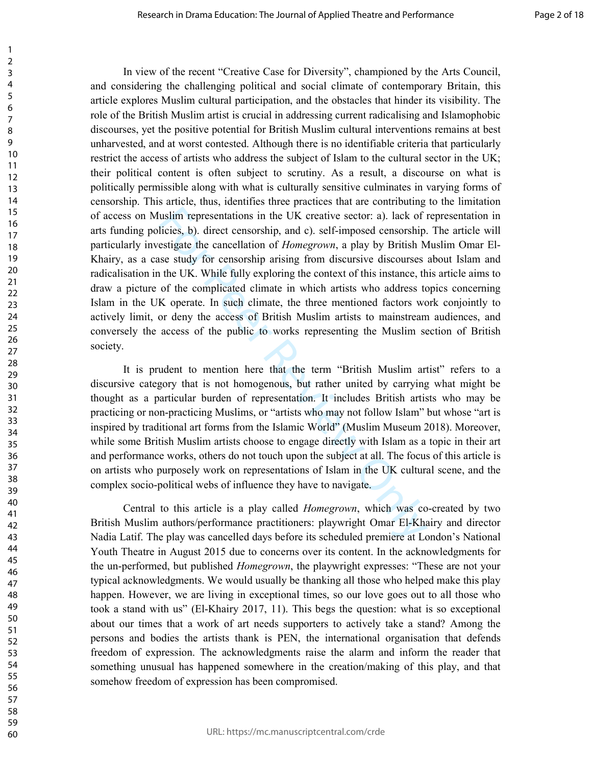In view of the recent "Creative Case for Diversity", championed by the Arts Council, and considering the challenging political and social climate of contemporary Britain, this article explores Muslim cultural participation, and the obstacles that hinder its visibility. The role of the British Muslim artist is crucial in addressing current radicalising and Islamophobic discourses, yet the positive potential for British Muslim cultural interventions remains at best unharvested, and at worst contested. Although there is no identifiable criteria that particularly restrict the access of artists who address the subject of Islam to the cultural sector in the UK; their political content is often subject to scrutiny. As a result, a discourse on what is politically permissible along with what is culturally sensitive culminates in varying forms of censorship. This article, thus, identifies three practices that are contributing to the limitation of access on Muslim representations in the UK creative sector: a). lack of representation in arts funding policies, b). direct censorship, and c). self-imposed censorship. The article will particularly investigate the cancellation of *Homegrown*, a play by British Muslim Omar El-Khairy, as a case study for censorship arising from discursive discourses about Islam and radicalisation in the UK. While fully exploring the context of this instance, this article aims to draw a picture of the complicated climate in which artists who address topics concerning Islam in the UK operate. In such climate, the three mentioned factors work conjointly to actively limit, or deny the access of British Muslim artists to mainstream audiences, and conversely the access of the public to works representing the Muslim section of British society.

It is prudent to mention here that the term "British Muslim artist" refers to a discursive category that is not homogenous, but rather united by carrying what might be thought as a particular burden of representation. It includes British artists who may be practicing or non-practicing Muslims, or "artists who may not follow Islam" but whose "art is inspired by traditional art forms from the Islamic World" (Muslim Museum 2018). Moreover, while some British Muslim artists choose to engage directly with Islam as a topic in their art and performance works, others do not touch upon the subject at all. The focus of this article is on artists who purposely work on representations of Islam in the UK cultural scene, and the complex socio-political webs of influence they have to navigate.

Central to this article is a play called *Homegrown*, which was co-created by two British Muslim authors/performance practitioners: playwright Omar El-Khairy and director Nadia Latif. The play was cancelled days before its scheduled premiere at London's National Youth Theatre in August 2015 due to concerns over its content. In the acknowledgments for the un-performed, but published *Homegrown*, the playwright expresses: "These are not your typical acknowledgments. We would usually be thanking all those who helped make this play happen. However, we are living in exceptional times, so our love goes out to all those who took a stand with us" (El-Khairy 2017, 11). This begs the question: what is so exceptional about our times that a work of art needs supporters to actively take a stand? Among the persons and bodies the artists thank is PEN, the international organisation that defends freedom of expression. The acknowledgments raise the alarm and inform the reader that something unusual has happened somewhere in the creation/making of this play, and that somehow freedom of expression has been compromised.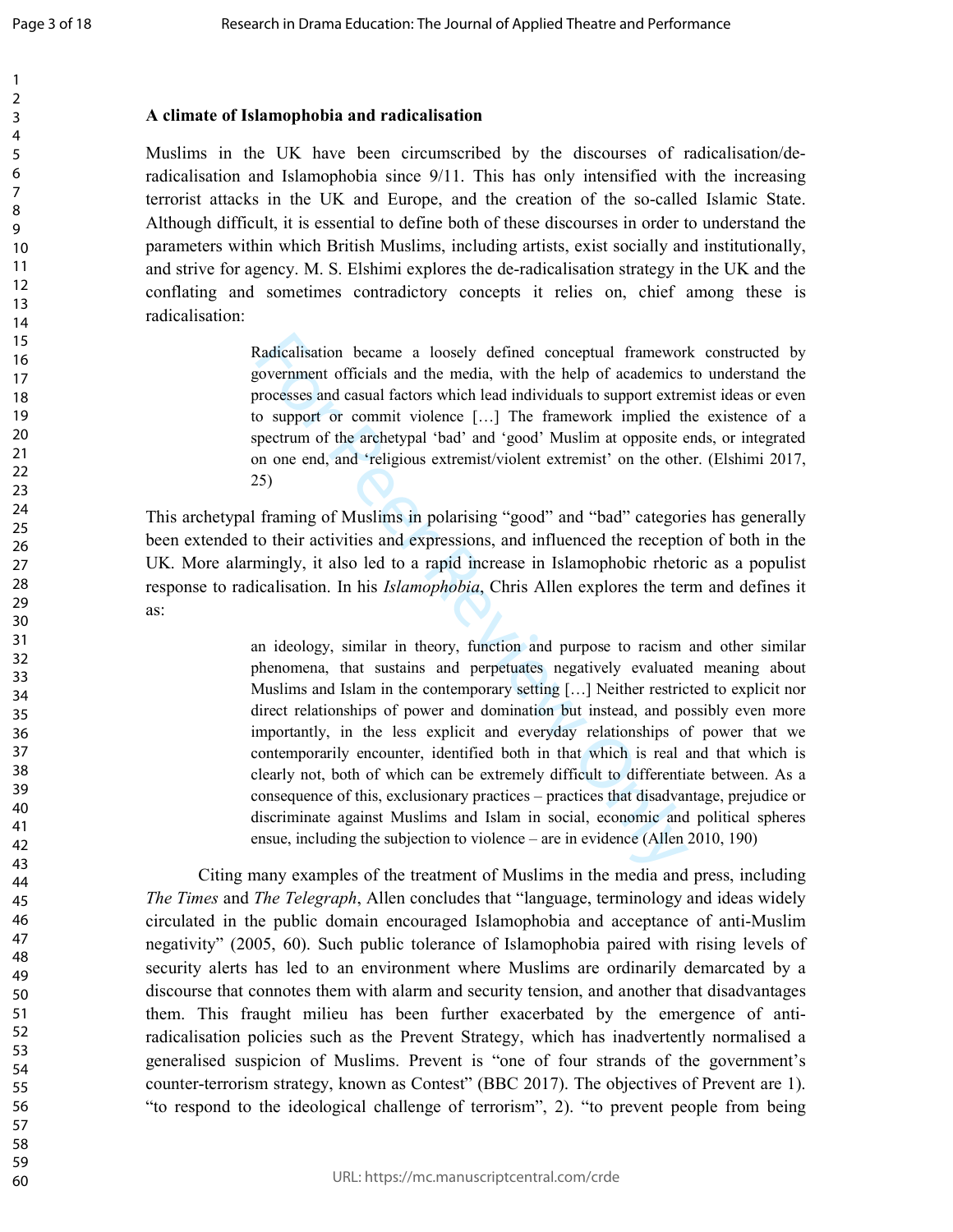**A climate of Islamophobia and radicalisation**

Muslims in the UK have been circumscribed by the discourses of radicalisation/de-radicalisation and Islamophobia since 9/11. This has only intensified with the increasing terrorist attacks in the UK and Europe, and the creation of the so-called Islamic State. Although difficult, it is essential to define both of these discourses in order to understand the parameters within which British Muslims, including artists, exist socially and institutionally, and strive for agency. M. S. Elshimi explores the de-radicalisation strategy in the UK and the conflating and sometimes contradictory concepts it relies on, chief among these is radicalisation:

> Radicalisation became a loosely defined conceptual framework constructed by government officials and the media, with the help of academics to understand the processes and casual factors which lead individuals to support extremist ideas or even to support or commit violence […] The framework implied the existence of a spectrum of the archetypal 'bad' and 'good' Muslim at opposite ends, or integrated on one end, and 'religious extremist/violent extremist' on the other. (Elshimi 2017, 25)

This archetypal framing of Muslims in polarising "good" and "bad" categories has generally been extended to their activities and expressions, and influenced the reception of both in the UK. More alarmingly, it also led to a rapid increase in Islamophobic rhetoric as a populist response to radicalisation. In his *Islamophobia*, Chris Allen explores the term and defines it as:

> an ideology, similar in theory, function and purpose to racism and other similar phenomena, that sustains and perpetuates negatively evaluated meaning about Muslims and Islam in the contemporary setting […] Neither restricted to explicit nor direct relationships of power and domination but instead, and possibly even more importantly, in the less explicit and everyday relationships of power that we contemporarily encounter, identified both in that which is real and that which is clearly not, both of which can be extremely difficult to differentiate between. As a consequence of this, exclusionary practices – practices that disadvantage, prejudice or discriminate against Muslims and Islam in social, economic and political spheres ensue, including the subjection to violence – are in evidence (Allen 2010, 190)

Citing many examples of the treatment of Muslims in the media and press, including *The Times* and *The Telegraph*, Allen concludes that "language, terminology and ideas widely circulated in the public domain encouraged Islamophobia and acceptance of anti-Muslim negativity" (2005, 60). Such public tolerance of Islamophobia paired with rising levels of security alerts has led to an environment where Muslims are ordinarily demarcated by a discourse that connotes them with alarm and security tension, and another that disadvantages them. This fraught milieu has been further exacerbated by the emergence of anti-radicalisation policies such as the Prevent Strategy, which has inadvertently normalised a generalised suspicion of Muslims. Prevent is "one of four strands of the government's counter-terrorism strategy, known as Contest" (BBC 2017). The objectives of Prevent are 1). "to respond to the ideological challenge of terrorism", 2). "to prevent people from being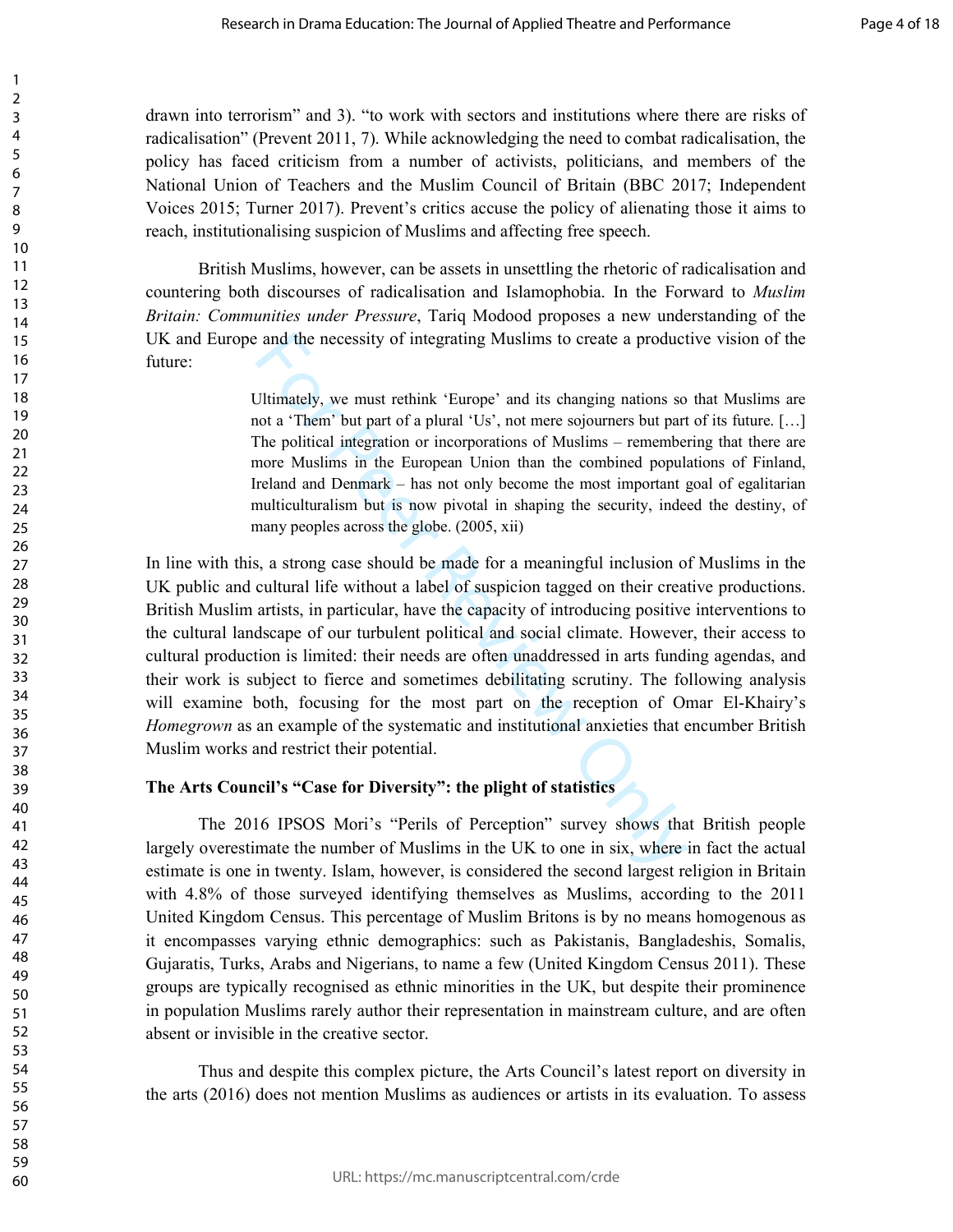drawn into terrorism" and 3). "to work with sectors and institutions where there are risks of radicalisation" (Prevent 2011, 7). While acknowledging the need to combat radicalisation, the policy has faced criticism from a number of activists, politicians, and members of the National Union of Teachers and the Muslim Council of Britain (BBC 2017; Independent Voices 2015; Turner 2017). Prevent's critics accuse the policy of alienating those it aims to reach, institutionalising suspicion of Muslims and affecting free speech.

British Muslims, however, can be assets in unsettling the rhetoric of radicalisation and countering both discourses of radicalisation and Islamophobia. In the Forward to *Muslim Britain: Communities under Pressure*, Tariq Modood proposes a new understanding of the UK and Europe and the necessity of integrating Muslims to create a productive vision of the future:

> Ultimately, we must rethink 'Europe' and its changing nations so that Muslims are not a 'Them' but part of a plural 'Us', not mere sojourners but part of its future. […] The political integration or incorporations of Muslims – remembering that there are more Muslims in the European Union than the combined populations of Finland, Ireland and Denmark – has not only become the most important goal of egalitarian multiculturalism but is now pivotal in shaping the security, indeed the destiny, of many peoples across the globe. (2005, xii)

In line with this, a strong case should be made for a meaningful inclusion of Muslims in the UK public and cultural life without a label of suspicion tagged on their creative productions. British Muslim artists, in particular, have the capacity of introducing positive interventions to the cultural landscape of our turbulent political and social climate. However, their access to cultural production is limited: their needs are often unaddressed in arts funding agendas, and their work is subject to fierce and sometimes debilitating scrutiny. The following analysis will examine both, focusing for the most part on the reception of Omar El-Khairy's *Homegrown* as an example of the systematic and institutional anxieties that encumber British Muslim works and restrict their potential.

**The Arts Council's "Case for Diversity": the plight of statistics**

The 2016 IPSOS Mori's "Perils of Perception" survey shows that British people largely overestimate the number of Muslims in the UK to one in six, where in fact the actual estimate is one in twenty. Islam, however, is considered the second largest religion in Britain with 4.8% of those surveyed identifying themselves as Muslims, according to the 2011 United Kingdom Census. This percentage of Muslim Britons is by no means homogenous as it encompasses varying ethnic demographics: such as Pakistanis, Bangladeshis, Somalis, Gujaratis, Turks, Arabs and Nigerians, to name a few (United Kingdom Census 2011). These groups are typically recognised as ethnic minorities in the UK, but despite their prominence in population Muslims rarely author their representation in mainstream culture, and are often absent or invisible in the creative sector.

Thus and despite this complex picture, the Arts Council's latest report on diversity in the arts (2016) does not mention Muslims as audiences or artists in its evaluation. To assess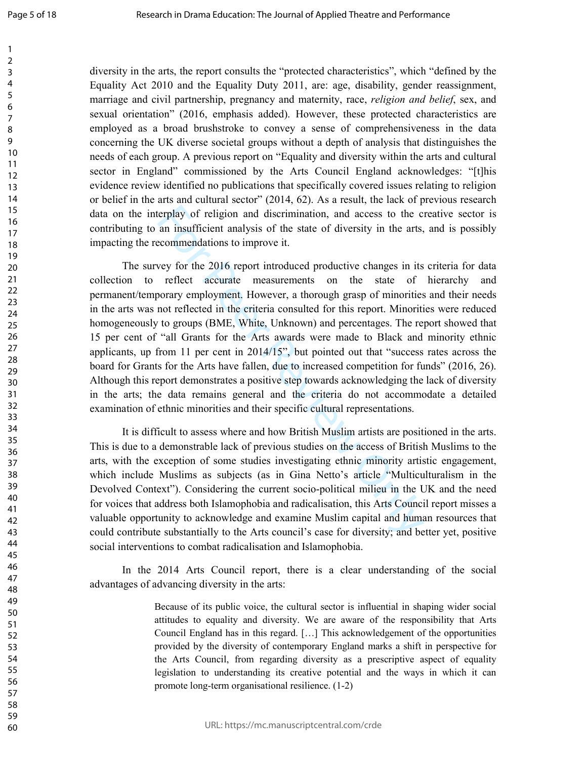diversity in the arts, the report consults the "protected characteristics", which "defined by the Equality Act 2010 and the Equality Duty 2011, are: age, disability, gender reassignment, marriage and civil partnership, pregnancy and maternity, race, *religion and belief*, sex, and sexual orientation" (2016, emphasis added). However, these protected characteristics are employed as a broad brushstroke to convey a sense of comprehensiveness in the data concerning the UK diverse societal groups without a depth of analysis that distinguishes the needs of each group. A previous report on "Equality and diversity within the arts and cultural sector in England" commissioned by the Arts Council England acknowledges: "[t]his evidence review identified no publications that specifically covered issues relating to religion or belief in the arts and cultural sector" (2014, 62). As a result, the lack of previous research data on the interplay of religion and discrimination, and access to the creative sector is contributing to an insufficient analysis of the state of diversity in the arts, and is possibly impacting the recommendations to improve it.

The survey for the 2016 report introduced productive changes in its criteria for data collection to reflect accurate measurements on the state of hierarchy and permanent/temporary employment. However, a thorough grasp of minorities and their needs in the arts was not reflected in the criteria consulted for this report. Minorities were reduced homogeneously to groups (BME, White, Unknown) and percentages. The report showed that 15 per cent of "all Grants for the Arts awards were made to Black and minority ethnic applicants, up from 11 per cent in 2014/15", but pointed out that "success rates across the board for Grants for the Arts have fallen, due to increased competition for funds" (2016, 26). Although this report demonstrates a positive step towards acknowledging the lack of diversity in the arts; the data remains general and the criteria do not accommodate a detailed examination of ethnic minorities and their specific cultural representations.

It is difficult to assess where and how British Muslim artists are positioned in the arts. This is due to a demonstrable lack of previous studies on the access of British Muslims to the arts, with the exception of some studies investigating ethnic minority artistic engagement, which include Muslims as subjects (as in Gina Netto's article "Multiculturalism in the Devolved Context"). Considering the current socio-political milieu in the UK and the need for voices that address both Islamophobia and radicalisation, this Arts Council report misses a valuable opportunity to acknowledge and examine Muslim capital and human resources that could contribute substantially to the Arts council's case for diversity; and better yet, positive social interventions to combat radicalisation and Islamophobia.

In the 2014 Arts Council report, there is a clear understanding of the social advantages of advancing diversity in the arts:

> Because of its public voice, the cultural sector is influential in shaping wider social attitudes to equality and diversity. We are aware of the responsibility that Arts Council England has in this regard. […] This acknowledgement of the opportunities provided by the diversity of contemporary England marks a shift in perspective for the Arts Council, from regarding diversity as a prescriptive aspect of equality legislation to understanding its creative potential and the ways in which it can promote long-term organisational resilience. (1-2)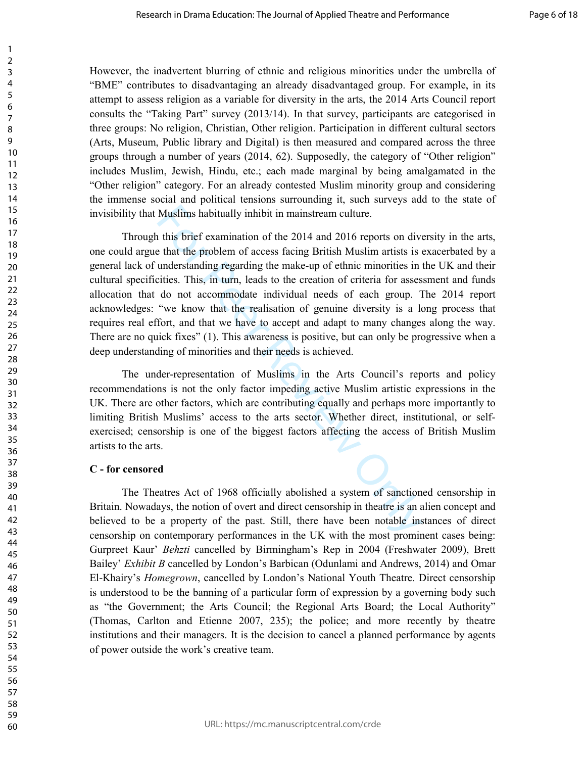However, the inadvertent blurring of ethnic and religious minorities under the umbrella of "BME" contributes to disadvantaging an already disadvantaged group. For example, in its attempt to assess religion as a variable for diversity in the arts, the 2014 Arts Council report consults the "Taking Part" survey (2013/14). In that survey, participants are categorised in three groups: No religion, Christian, Other religion. Participation in different cultural sectors (Arts, Museum, Public library and Digital) is then measured and compared across the three groups through a number of years (2014, 62). Supposedly, the category of "Other religion" includes Muslim, Jewish, Hindu, etc.; each made marginal by being amalgamated in the "Other religion" category. For an already contested Muslim minority group and considering the immense social and political tensions surrounding it, such surveys add to the state of invisibility that Muslims habitually inhibit in mainstream culture.

Through this brief examination of the 2014 and 2016 reports on diversity in the arts, one could argue that the problem of access facing British Muslim artists is exacerbated by a general lack of understanding regarding the make-up of ethnic minorities in the UK and their cultural specificities. This, in turn, leads to the creation of criteria for assessment and funds allocation that do not accommodate individual needs of each group. The 2014 report acknowledges: "we know that the realisation of genuine diversity is a long process that requires real effort, and that we have to accept and adapt to many changes along the way. There are no quick fixes" (1). This awareness is positive, but can only be progressive when a deep understanding of minorities and their needs is achieved.

The under-representation of Muslims in the Arts Council's reports and policy recommendations is not the only factor impeding active Muslim artistic expressions in the UK. There are other factors, which are contributing equally and perhaps more importantly to limiting British Muslims' access to the arts sector. Whether direct, institutional, or self-exercised; censorship is one of the biggest factors affecting the access of British Muslim artists to the arts.

**C - for censored**

The Theatres Act of 1968 officially abolished a system of sanctioned censorship in Britain. Nowadays, the notion of overt and direct censorship in theatre is an alien concept and believed to be a property of the past. Still, there have been notable instances of direct censorship on contemporary performances in the UK with the most prominent cases being: Gurpreet Kaur' *Behzti* cancelled by Birmingham's Rep in 2004 (Freshwater 2009), Brett Bailey' *Exhibit B* cancelled by London's Barbican (Odunlami and Andrews, 2014) and Omar El-Khairy's *Homegrown*, cancelled by London's National Youth Theatre. Direct censorship is understood to be the banning of a particular form of expression by a governing body such as "the Government; the Arts Council; the Regional Arts Board; the Local Authority" (Thomas, Carlton and Etienne 2007, 235); the police; and more recently by theatre institutions and their managers. It is the decision to cancel a planned performance by agents of power outside the work's creative team.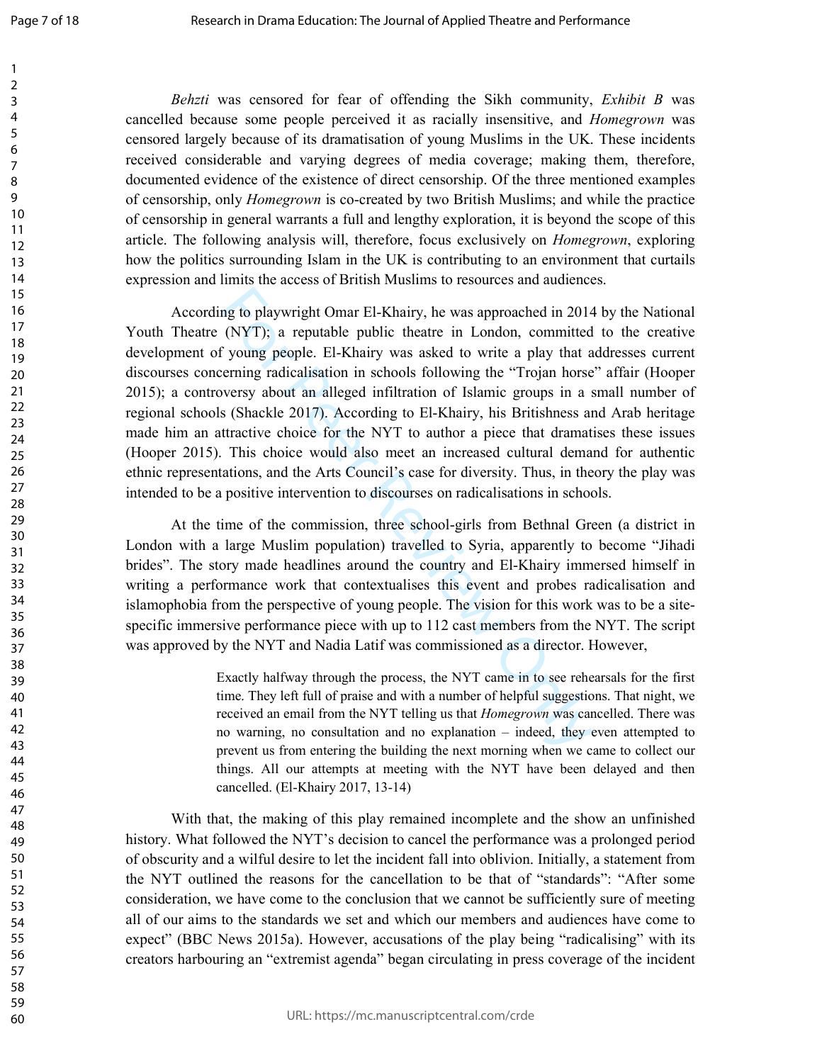*Behzti* was censored for fear of offending the Sikh community, *Exhibit B* was cancelled because some people perceived it as racially insensitive, and *Homegrown* was censored largely because of its dramatisation of young Muslims in the UK. These incidents received considerable and varying degrees of media coverage; making them, therefore, documented evidence of the existence of direct censorship. Of the three mentioned examples of censorship, only *Homegrown* is co-created by two British Muslims; and while the practice of censorship in general warrants a full and lengthy exploration, it is beyond the scope of this article. The following analysis will, therefore, focus exclusively on *Homegrown*, exploring how the politics surrounding Islam in the UK is contributing to an environment that curtails expression and limits the access of British Muslims to resources and audiences.

According to playwright Omar El-Khairy, he was approached in 2014 by the National Youth Theatre (NYT); a reputable public theatre in London, committed to the creative development of young people. El-Khairy was asked to write a play that addresses current discourses concerning radicalisation in schools following the "Trojan horse" affair (Hooper 2015); a controversy about an alleged infiltration of Islamic groups in a small number of regional schools (Shackle 2017). According to El-Khairy, his Britishness and Arab heritage made him an attractive choice for the NYT to author a piece that dramatises these issues (Hooper 2015). This choice would also meet an increased cultural demand for authentic ethnic representations, and the Arts Council's case for diversity. Thus, in theory the play was intended to be a positive intervention to discourses on radicalisations in schools.

At the time of the commission, three school-girls from Bethnal Green (a district in London with a large Muslim population) travelled to Syria, apparently to become "Jihadi brides". The story made headlines around the country and El-Khairy immersed himself in writing a performance work that contextualises this event and probes radicalisation and islamophobia from the perspective of young people. The vision for this work was to be a site-specific immersive performance piece with up to 112 cast members from the NYT. The script was approved by the NYT and Nadia Latif was commissioned as a director. However,

> Exactly halfway through the process, the NYT came in to see rehearsals for the first time. They left full of praise and with a number of helpful suggestions. That night, we received an email from the NYT telling us that *Homegrown* was cancelled. There was no warning, no consultation and no explanation – indeed, they even attempted to prevent us from entering the building the next morning when we came to collect our things. All our attempts at meeting with the NYT have been delayed and then cancelled. (El-Khairy 2017, 13-14)

With that, the making of this play remained incomplete and the show an unfinished history. What followed the NYT's decision to cancel the performance was a prolonged period of obscurity and a wilful desire to let the incident fall into oblivion. Initially, a statement from the NYT outlined the reasons for the cancellation to be that of "standards": "After some consideration, we have come to the conclusion that we cannot be sufficiently sure of meeting all of our aims to the standards we set and which our members and audiences have come to expect" (BBC News 2015a). However, accusations of the play being "radicalising" with its creators harbouring an "extremist agenda" began circulating in press coverage of the incident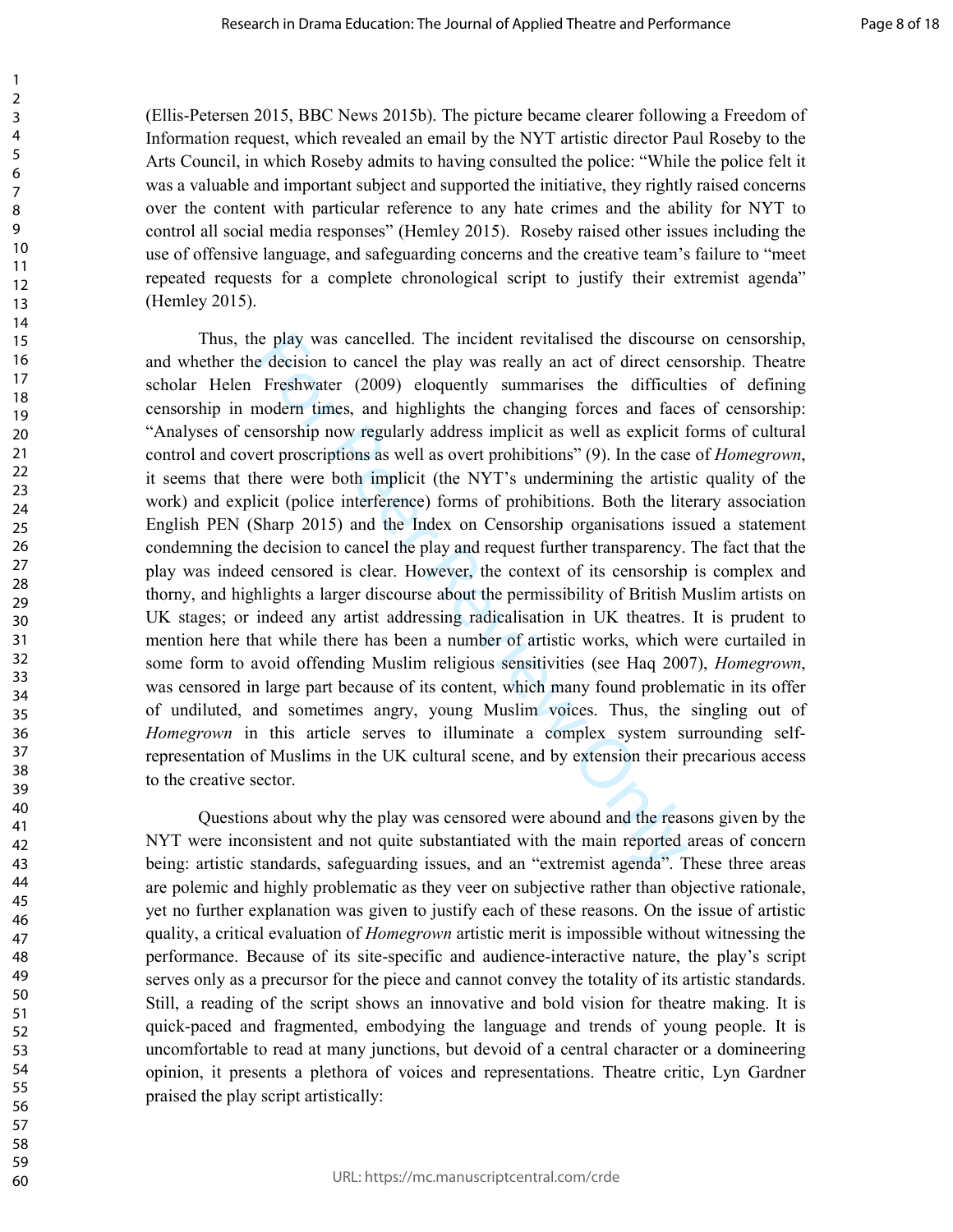(Ellis-Petersen 2015, BBC News 2015b). The picture became clearer following a Freedom of Information request, which revealed an email by the NYT artistic director Paul Roseby to the Arts Council, in which Roseby admits to having consulted the police: "While the police felt it was a valuable and important subject and supported the initiative, they rightly raised concerns over the content with particular reference to any hate crimes and the ability for NYT to control all social media responses" (Hemley 2015). Roseby raised other issues including the use of offensive language, and safeguarding concerns and the creative team's failure to "meet repeated requests for a complete chronological script to justify their extremist agenda" (Hemley 2015).

Thus, the play was cancelled. The incident revitalised the discourse on censorship, and whether the decision to cancel the play was really an act of direct censorship. Theatre scholar Helen Freshwater (2009) eloquently summarises the difficulties of defining censorship in modern times, and highlights the changing forces and faces of censorship: "Analyses of censorship now regularly address implicit as well as explicit forms of cultural control and covert proscriptions as well as overt prohibitions" (9). In the case of *Homegrown*, it seems that there were both implicit (the NYT's undermining the artistic quality of the work) and explicit (police interference) forms of prohibitions. Both the literary association English PEN (Sharp 2015) and the Index on Censorship organisations issued a statement condemning the decision to cancel the play and request further transparency. The fact that the play was indeed censored is clear. However, the context of its censorship is complex and thorny, and highlights a larger discourse about the permissibility of British Muslim artists on UK stages; or indeed any artist addressing radicalisation in UK theatres. It is prudent to mention here that while there has been a number of artistic works, which were curtailed in some form to avoid offending Muslim religious sensitivities (see Haq 2007), *Homegrown*, was censored in large part because of its content, which many found problematic in its offer of undiluted, and sometimes angry, young Muslim voices. Thus, the singling out of *Homegrown* in this article serves to illuminate a complex system surrounding self-representation of Muslims in the UK cultural scene, and by extension their precarious access to the creative sector.

Questions about why the play was censored were abound and the reasons given by the NYT were inconsistent and not quite substantiated with the main reported areas of concern being: artistic standards, safeguarding issues, and an "extremist agenda". These three areas are polemic and highly problematic as they veer on subjective rather than objective rationale, yet no further explanation was given to justify each of these reasons. On the issue of artistic quality, a critical evaluation of *Homegrown* artistic merit is impossible without witnessing the performance. Because of its site-specific and audience-interactive nature, the play's script serves only as a precursor for the piece and cannot convey the totality of its artistic standards. Still, a reading of the script shows an innovative and bold vision for theatre making. It is quick-paced and fragmented, embodying the language and trends of young people. It is uncomfortable to read at many junctions, but devoid of a central character or a domineering opinion, it presents a plethora of voices and representations. Theatre critic, Lyn Gardner praised the play script artistically: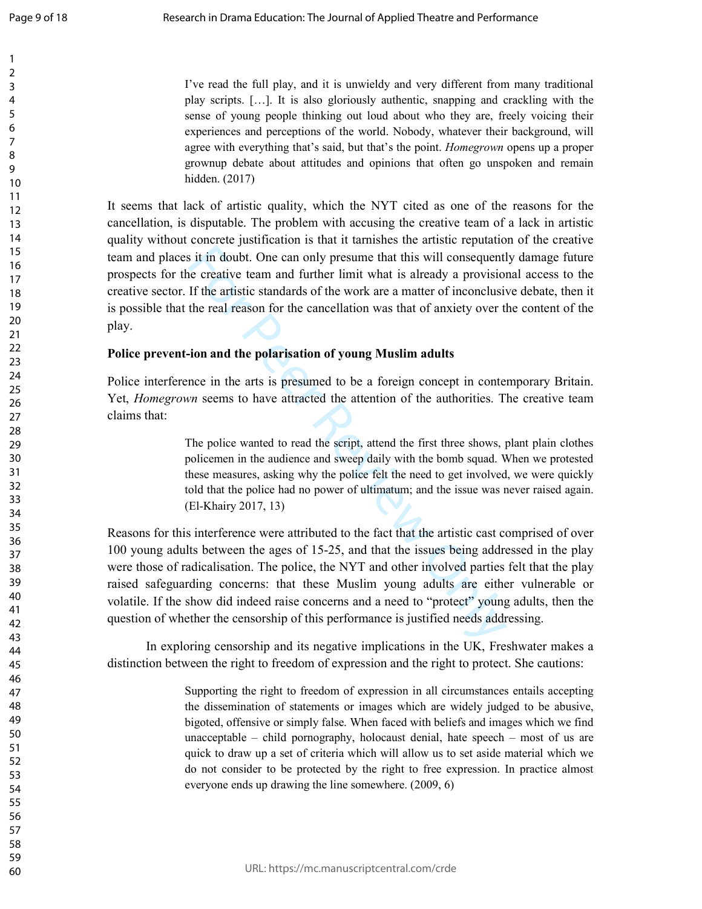> I've read the full play, and it is unwieldy and very different from many traditional play scripts. […]. It is also gloriously authentic, snapping and crackling with the sense of young people thinking out loud about who they are, freely voicing their experiences and perceptions of the world. Nobody, whatever their background, will agree with everything that's said, but that's the point. *Homegrown* opens up a proper grownup debate about attitudes and opinions that often go unspoken and remain hidden. (2017)

It seems that lack of artistic quality, which the NYT cited as one of the reasons for the cancellation, is disputable. The problem with accusing the creative team of a lack in artistic quality without concrete justification is that it tarnishes the artistic reputation of the creative team and places it in doubt. One can only presume that this will consequently damage future prospects for the creative team and further limit what is already a provisional access to the creative sector. If the artistic standards of the work are a matter of inconclusive debate, then it is possible that the real reason for the cancellation was that of anxiety over the content of the play.

**Police prevent-ion and the polarisation of young Muslim adults**

Police interference in the arts is presumed to be a foreign concept in contemporary Britain. Yet, *Homegrown* seems to have attracted the attention of the authorities. The creative team claims that:

> The police wanted to read the script, attend the first three shows, plant plain clothes policemen in the audience and sweep daily with the bomb squad. When we protested these measures, asking why the police felt the need to get involved, we were quickly told that the police had no power of ultimatum; and the issue was never raised again. (El-Khairy 2017, 13)

Reasons for this interference were attributed to the fact that the artistic cast comprised of over 100 young adults between the ages of 15-25, and that the issues being addressed in the play were those of radicalisation. The police, the NYT and other involved parties felt that the play raised safeguarding concerns: that these Muslim young adults are either vulnerable or volatile. If the show did indeed raise concerns and a need to "protect" young adults, then the question of whether the censorship of this performance is justified needs addressing.

In exploring censorship and its negative implications in the UK, Freshwater makes a distinction between the right to freedom of expression and the right to protect. She cautions:

> Supporting the right to freedom of expression in all circumstances entails accepting the dissemination of statements or images which are widely judged to be abusive, bigoted, offensive or simply false. When faced with beliefs and images which we find unacceptable – child pornography, holocaust denial, hate speech – most of us are quick to draw up a set of criteria which will allow us to set aside material which we do not consider to be protected by the right to free expression. In practice almost everyone ends up drawing the line somewhere. (2009, 6)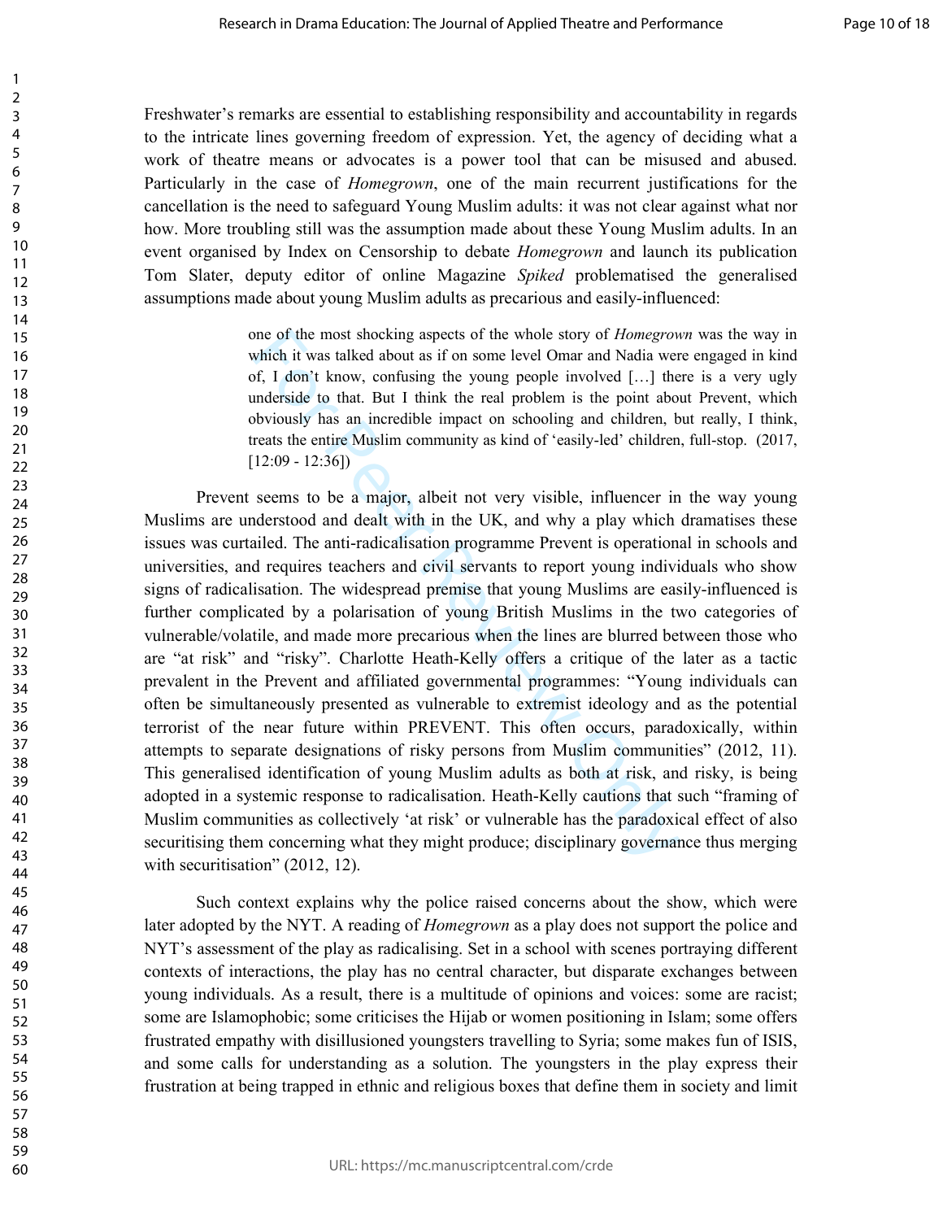Freshwater's remarks are essential to establishing responsibility and accountability in regards to the intricate lines governing freedom of expression. Yet, the agency of deciding what a work of theatre means or advocates is a power tool that can be misused and abused. Particularly in the case of *Homegrown*, one of the main recurrent justifications for the cancellation is the need to safeguard Young Muslim adults: it was not clear against what nor how. More troubling still was the assumption made about these Young Muslim adults. In an event organised by Index on Censorship to debate *Homegrown* and launch its publication Tom Slater, deputy editor of online Magazine *Spiked* problematised the generalised assumptions made about young Muslim adults as precarious and easily-influenced:

> one of the most shocking aspects of the whole story of *Homegrown* was the way in which it was talked about as if on some level Omar and Nadia were engaged in kind of, I don't know, confusing the young people involved […] there is a very ugly underside to that. But I think the real problem is the point about Prevent, which obviously has an incredible impact on schooling and children, but really, I think, treats the entire Muslim community as kind of 'easily-led' children, full-stop. (2017, [12:09 - 12:36])

Prevent seems to be a major, albeit not very visible, influencer in the way young Muslims are understood and dealt with in the UK, and why a play which dramatises these issues was curtailed. The anti-radicalisation programme Prevent is operational in schools and universities, and requires teachers and civil servants to report young individuals who show signs of radicalisation. The widespread premise that young Muslims are easily-influenced is further complicated by a polarisation of young British Muslims in the two categories of vulnerable/volatile, and made more precarious when the lines are blurred between those who are "at risk" and "risky". Charlotte Heath-Kelly offers a critique of the later as a tactic prevalent in the Prevent and affiliated governmental programmes: "Young individuals can often be simultaneously presented as vulnerable to extremist ideology and as the potential terrorist of the near future within PREVENT. This often occurs, paradoxically, within attempts to separate designations of risky persons from Muslim communities" (2012, 11). This generalised identification of young Muslim adults as both at risk, and risky, is being adopted in a systemic response to radicalisation. Heath-Kelly cautions that such "framing of Muslim communities as collectively 'at risk' or vulnerable has the paradoxical effect of also securitising them concerning what they might produce; disciplinary governance thus merging with securitisation" (2012, 12).

Such context explains why the police raised concerns about the show, which were later adopted by the NYT. A reading of *Homegrown* as a play does not support the police and NYT's assessment of the play as radicalising. Set in a school with scenes portraying different contexts of interactions, the play has no central character, but disparate exchanges between young individuals. As a result, there is a multitude of opinions and voices: some are racist; some are Islamophobic; some criticises the Hijab or women positioning in Islam; some offers frustrated empathy with disillusioned youngsters travelling to Syria; some makes fun of ISIS, and some calls for understanding as a solution. The youngsters in the play express their frustration at being trapped in ethnic and religious boxes that define them in society and limit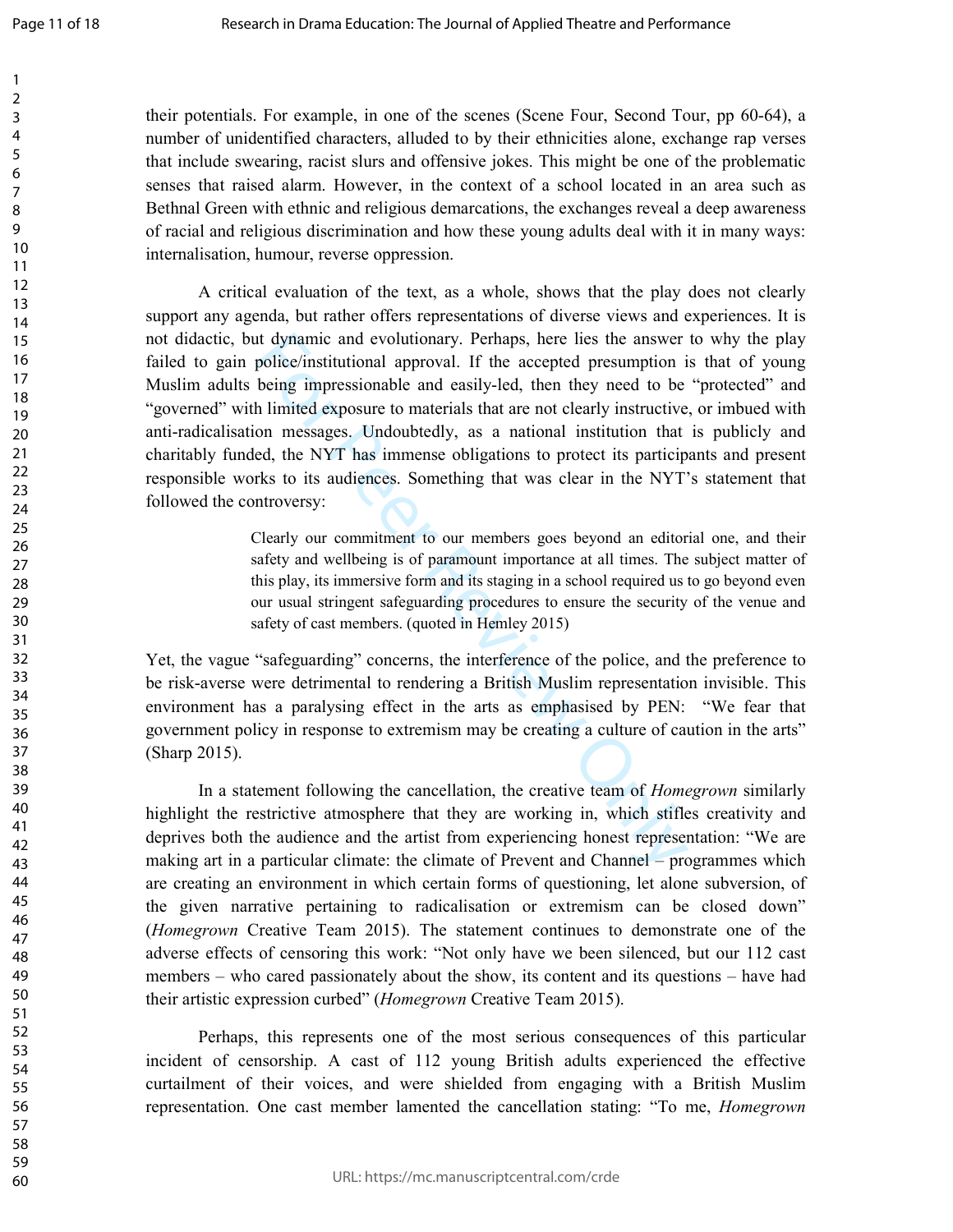their potentials. For example, in one of the scenes (Scene Four, Second Tour, pp 60-64), a number of unidentified characters, alluded to by their ethnicities alone, exchange rap verses that include swearing, racist slurs and offensive jokes. This might be one of the problematic senses that raised alarm. However, in the context of a school located in an area such as Bethnal Green with ethnic and religious demarcations, the exchanges reveal a deep awareness of racial and religious discrimination and how these young adults deal with it in many ways: internalisation, humour, reverse oppression.

A critical evaluation of the text, as a whole, shows that the play does not clearly support any agenda, but rather offers representations of diverse views and experiences. It is not didactic, but dynamic and evolutionary. Perhaps, here lies the answer to why the play failed to gain police/institutional approval. If the accepted presumption is that of young Muslim adults being impressionable and easily-led, then they need to be "protected" and "governed" with limited exposure to materials that are not clearly instructive, or imbued with anti-radicalisation messages. Undoubtedly, as a national institution that is publicly and charitably funded, the NYT has immense obligations to protect its participants and present responsible works to its audiences. Something that was clear in the NYT's statement that followed the controversy:

> Clearly our commitment to our members goes beyond an editorial one, and their safety and wellbeing is of paramount importance at all times. The subject matter of this play, its immersive form and its staging in a school required us to go beyond even our usual stringent safeguarding procedures to ensure the security of the venue and safety of cast members. (quoted in Hemley 2015)

Yet, the vague "safeguarding" concerns, the interference of the police, and the preference to be risk-averse were detrimental to rendering a British Muslim representation invisible. This environment has a paralysing effect in the arts as emphasised by PEN: "We fear that government policy in response to extremism may be creating a culture of caution in the arts" (Sharp 2015).

In a statement following the cancellation, the creative team of *Homegrown* similarly highlight the restrictive atmosphere that they are working in, which stifles creativity and deprives both the audience and the artist from experiencing honest representation: "We are making art in a particular climate: the climate of Prevent and Channel – programmes which are creating an environment in which certain forms of questioning, let alone subversion, of the given narrative pertaining to radicalisation or extremism can be closed down" (*Homegrown* Creative Team 2015). The statement continues to demonstrate one of the adverse effects of censoring this work: "Not only have we been silenced, but our 112 cast members – who cared passionately about the show, its content and its questions – have had their artistic expression curbed" (*Homegrown* Creative Team 2015).

Perhaps, this represents one of the most serious consequences of this particular incident of censorship. A cast of 112 young British adults experienced the effective curtailment of their voices, and were shielded from engaging with a British Muslim representation. One cast member lamented the cancellation stating: "To me, *Homegrown*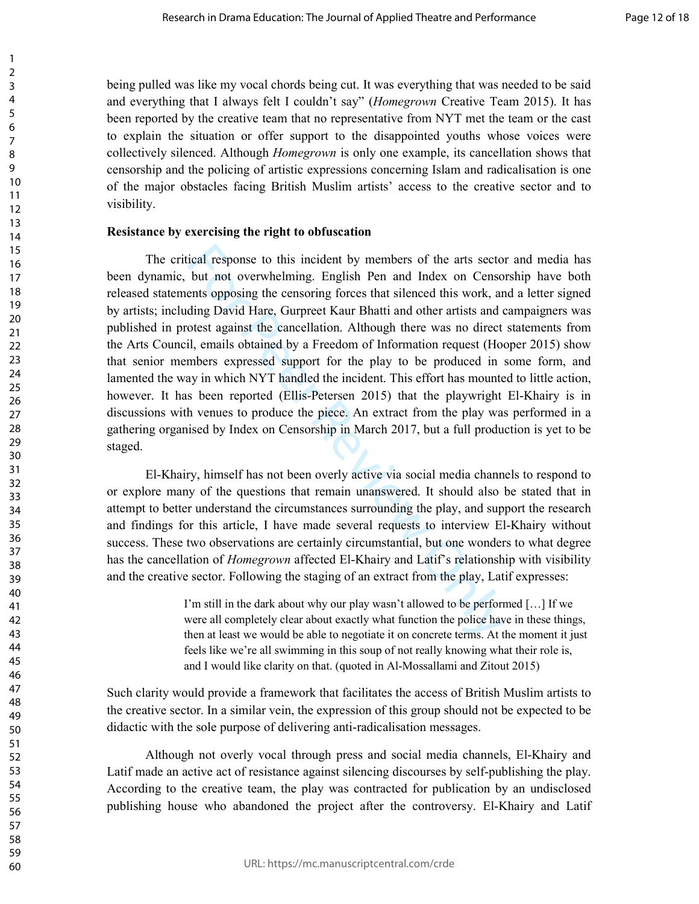being pulled was like my vocal chords being cut. It was everything that was needed to be said and everything that I always felt I couldn't say" (*Homegrown* Creative Team 2015). It has been reported by the creative team that no representative from NYT met the team or the cast to explain the situation or offer support to the disappointed youths whose voices were collectively silenced. Although *Homegrown* is only one example, its cancellation shows that censorship and the policing of artistic expressions concerning Islam and radicalisation is one of the major obstacles facing British Muslim artists' access to the creative sector and to visibility.

**Resistance by exercising the right to obfuscation**

The critical response to this incident by members of the arts sector and media has been dynamic, but not overwhelming. English Pen and Index on Censorship have both released statements opposing the censoring forces that silenced this work, and a letter signed by artists; including David Hare, Gurpreet Kaur Bhatti and other artists and campaigners was published in protest against the cancellation. Although there was no direct statements from the Arts Council, emails obtained by a Freedom of Information request (Hooper 2015) show that senior members expressed support for the play to be produced in some form, and lamented the way in which NYT handled the incident. This effort has mounted to little action, however. It has been reported (Ellis-Petersen 2015) that the playwright El-Khairy is in discussions with venues to produce the piece. An extract from the play was performed in a gathering organised by Index on Censorship in March 2017, but a full production is yet to be staged.

El-Khairy, himself has not been overly active via social media channels to respond to or explore many of the questions that remain unanswered. It should also be stated that in attempt to better understand the circumstances surrounding the play, and support the research and findings for this article, I have made several requests to interview El-Khairy without success. These two observations are certainly circumstantial, but one wonders to what degree has the cancellation of *Homegrown* affected El-Khairy and Latif's relationship with visibility and the creative sector. Following the staging of an extract from the play, Latif expresses:

> I'm still in the dark about why our play wasn't allowed to be performed […] If we were all completely clear about exactly what function the police have in these things, then at least we would be able to negotiate it on concrete terms. At the moment it just feels like we're all swimming in this soup of not really knowing what their role is, and I would like clarity on that. (quoted in Al-Mossallami and Zitout 2015)

Such clarity would provide a framework that facilitates the access of British Muslim artists to the creative sector. In a similar vein, the expression of this group should not be expected to be didactic with the sole purpose of delivering anti-radicalisation messages.

Although not overly vocal through press and social media channels, El-Khairy and Latif made an active act of resistance against silencing discourses by self-publishing the play. According to the creative team, the play was contracted for publication by an undisclosed publishing house who abandoned the project after the controversy. El-Khairy and Latif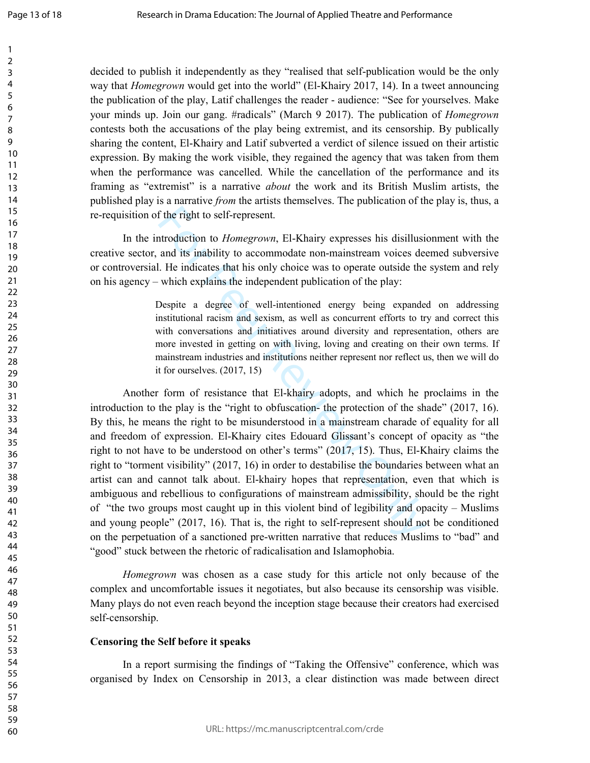decided to publish it independently as they "realised that self-publication would be the only way that *Homegrown* would get into the world" (El-Khairy 2017, 14). In a tweet announcing the publication of the play, Latif challenges the reader - audience: "See for yourselves. Make your minds up. Join our gang. #radicals" (March 9 2017). The publication of *Homegrown* contests both the accusations of the play being extremist, and its censorship. By publically sharing the content, El-Khairy and Latif subverted a verdict of silence issued on their artistic expression. By making the work visible, they regained the agency that was taken from them when the performance was cancelled. While the cancellation of the performance and its framing as "extremist" is a narrative *about* the work and its British Muslim artists, the published play is a narrative *from* the artists themselves. The publication of the play is, thus, a re-requisition of the right to self-represent.

In the introduction to *Homegrown*, El-Khairy expresses his disillusionment with the creative sector, and its inability to accommodate non-mainstream voices deemed subversive or controversial. He indicates that his only choice was to operate outside the system and rely on his agency – which explains the independent publication of the play:

> Despite a degree of well-intentioned energy being expanded on addressing institutional racism and sexism, as well as concurrent efforts to try and correct this with conversations and initiatives around diversity and representation, others are more invested in getting on with living, loving and creating on their own terms. If mainstream industries and institutions neither represent nor reflect us, then we will do it for ourselves. (2017, 15)

Another form of resistance that El-khairy adopts, and which he proclaims in the introduction to the play is the "right to obfuscation- the protection of the shade" (2017, 16). By this, he means the right to be misunderstood in a mainstream charade of equality for all and freedom of expression. El-Khairy cites Edouard Glissant's concept of opacity as "the right to not have to be understood on other's terms" (2017, 15). Thus, El-Khairy claims the right to "torment visibility" (2017, 16) in order to destabilise the boundaries between what an artist can and cannot talk about. El-khairy hopes that representation, even that which is ambiguous and rebellious to configurations of mainstream admissibility, should be the right of "the two groups most caught up in this violent bind of legibility and opacity – Muslims and young people" (2017, 16). That is, the right to self-represent should not be conditioned on the perpetuation of a sanctioned pre-written narrative that reduces Muslims to "bad" and "good" stuck between the rhetoric of radicalisation and Islamophobia.

*Homegrown* was chosen as a case study for this article not only because of the complex and uncomfortable issues it negotiates, but also because its censorship was visible. Many plays do not even reach beyond the inception stage because their creators had exercised self-censorship.

**Censoring the Self before it speaks**

In a report surmising the findings of "Taking the Offensive" conference, which was organised by Index on Censorship in 2013, a clear distinction was made between direct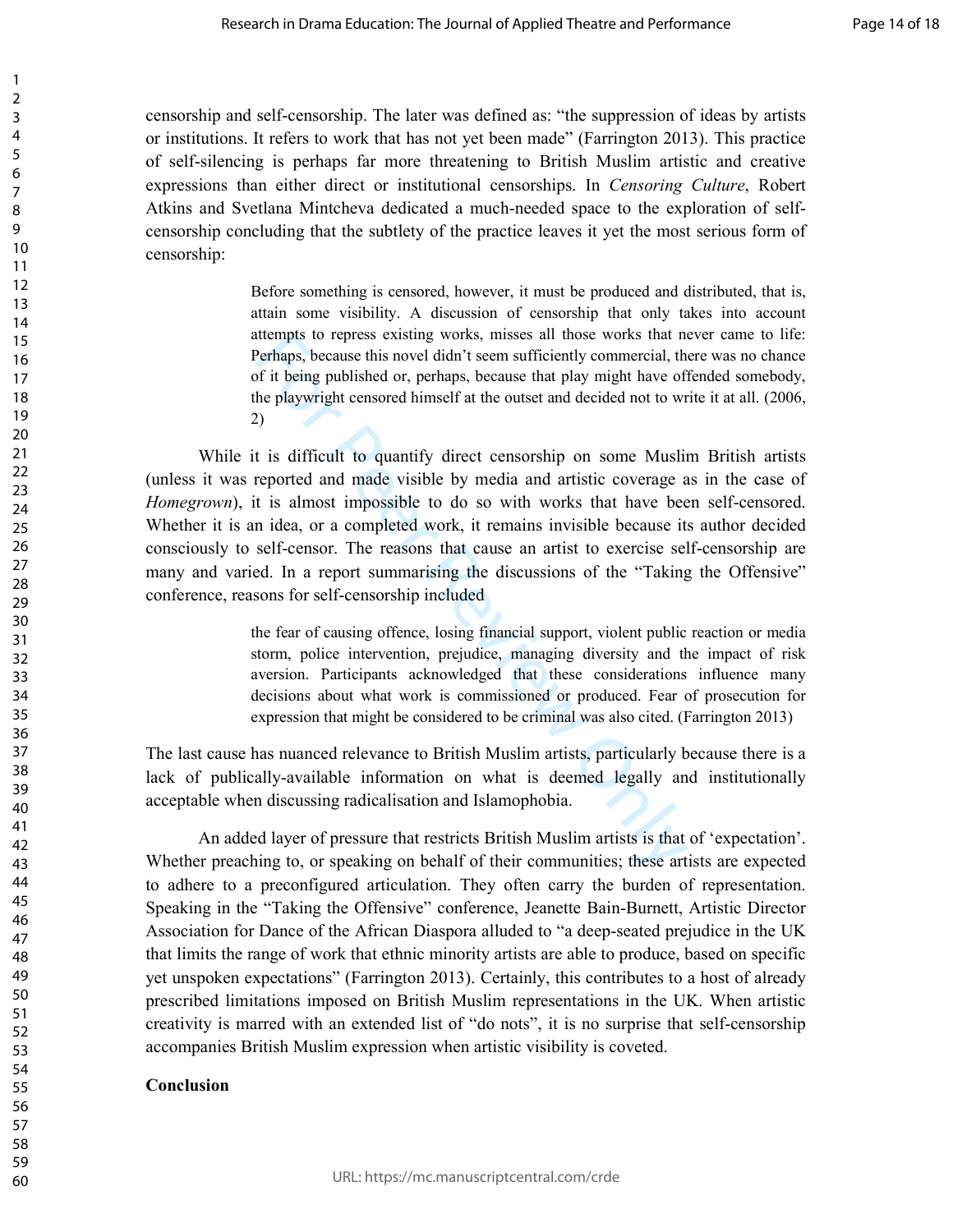censorship and self-censorship. The later was defined as: "the suppression of ideas by artists or institutions. It refers to work that has not yet been made" (Farrington 2013). This practice of self-silencing is perhaps far more threatening to British Muslim artistic and creative expressions than either direct or institutional censorships. In *Censoring Culture*, Robert Atkins and Svetlana Mintcheva dedicated a much-needed space to the exploration of self-censorship concluding that the subtlety of the practice leaves it yet the most serious form of censorship:

> Before something is censored, however, it must be produced and distributed, that is, attain some visibility. A discussion of censorship that only takes into account attempts to repress existing works, misses all those works that never came to life: Perhaps, because this novel didn't seem sufficiently commercial, there was no chance of it being published or, perhaps, because that play might have offended somebody, the playwright censored himself at the outset and decided not to write it at all. (2006, 2)

While it is difficult to quantify direct censorship on some Muslim British artists (unless it was reported and made visible by media and artistic coverage as in the case of *Homegrown*), it is almost impossible to do so with works that have been self-censored. Whether it is an idea, or a completed work, it remains invisible because its author decided consciously to self-censor. The reasons that cause an artist to exercise self-censorship are many and varied. In a report summarising the discussions of the "Taking the Offensive" conference, reasons for self-censorship included

> the fear of causing offence, losing financial support, violent public reaction or media storm, police intervention, prejudice, managing diversity and the impact of risk aversion. Participants acknowledged that these considerations influence many decisions about what work is commissioned or produced. Fear of prosecution for expression that might be considered to be criminal was also cited. (Farrington 2013)

The last cause has nuanced relevance to British Muslim artists, particularly because there is a lack of publically-available information on what is deemed legally and institutionally acceptable when discussing radicalisation and Islamophobia.

An added layer of pressure that restricts British Muslim artists is that of 'expectation'. Whether preaching to, or speaking on behalf of their communities; these artists are expected to adhere to a preconfigured articulation. They often carry the burden of representation. Speaking in the "Taking the Offensive" conference, Jeanette Bain-Burnett, Artistic Director Association for Dance of the African Diaspora alluded to "a deep-seated prejudice in the UK that limits the range of work that ethnic minority artists are able to produce, based on specific yet unspoken expectations" (Farrington 2013). Certainly, this contributes to a host of already prescribed limitations imposed on British Muslim representations in the UK. When artistic creativity is marred with an extended list of "do nots", it is no surprise that self-censorship accompanies British Muslim expression when artistic visibility is coveted.

**Conclusion**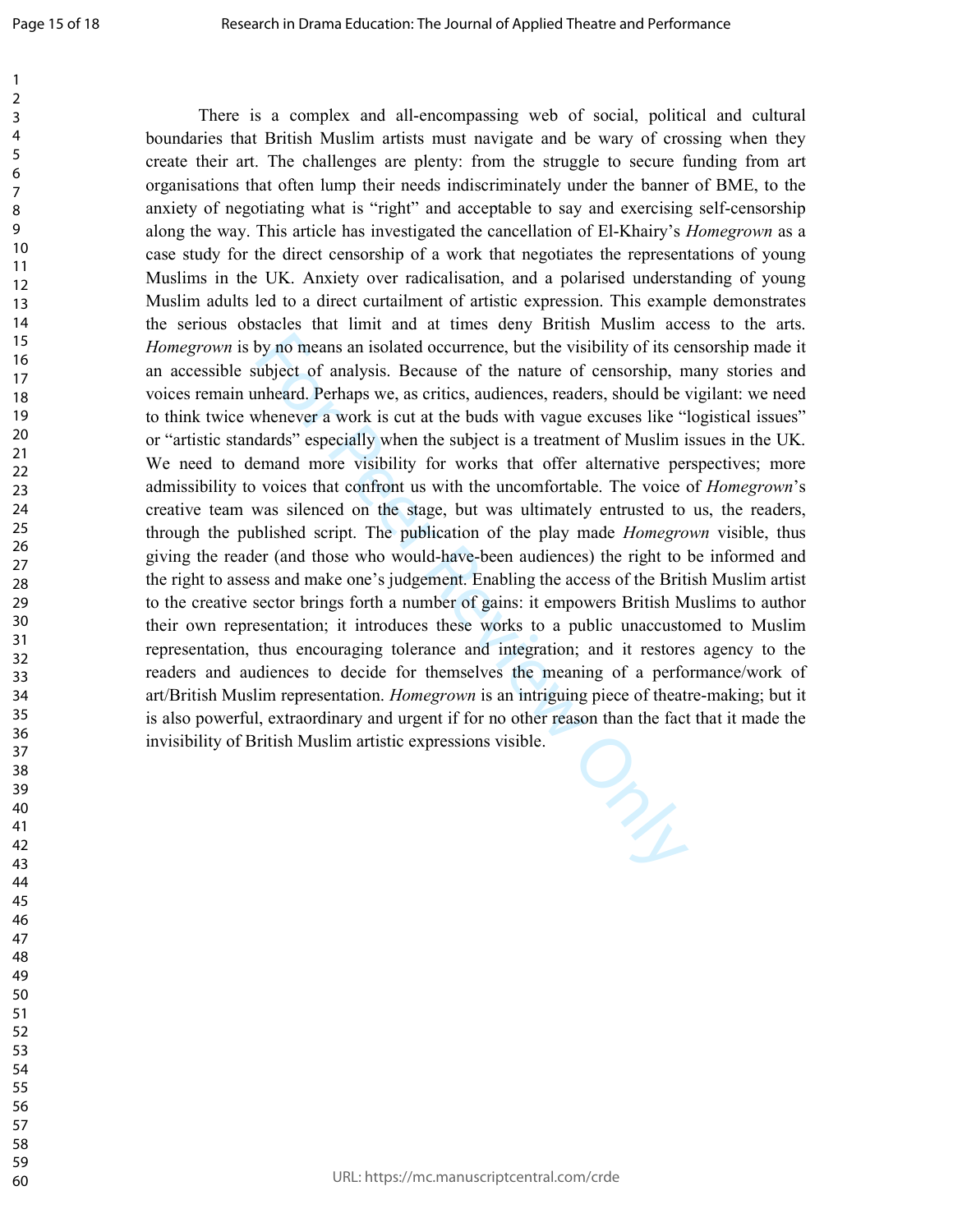There is a complex and all-encompassing web of social, political and cultural boundaries that British Muslim artists must navigate and be wary of crossing when they create their art. The challenges are plenty: from the struggle to secure funding from art organisations that often lump their needs indiscriminately under the banner of BME, to the anxiety of negotiating what is "right" and acceptable to say and exercising self-censorship along the way. This article has investigated the cancellation of El-Khairy's *Homegrown* as a case study for the direct censorship of a work that negotiates the representations of young Muslims in the UK. Anxiety over radicalisation, and a polarised understanding of young Muslim adults led to a direct curtailment of artistic expression. This example demonstrates the serious obstacles that limit and at times deny British Muslim access to the arts. *Homegrown* is by no means an isolated occurrence, but the visibility of its censorship made it an accessible subject of analysis. Because of the nature of censorship, many stories and voices remain unheard. Perhaps we, as critics, audiences, readers, should be vigilant: we need to think twice whenever a work is cut at the buds with vague excuses like "logistical issues" or "artistic standards" especially when the subject is a treatment of Muslim issues in the UK. We need to demand more visibility for works that offer alternative perspectives; more admissibility to voices that confront us with the uncomfortable. The voice of *Homegrown*'s creative team was silenced on the stage, but was ultimately entrusted to us, the readers, through the published script. The publication of the play made *Homegrown* visible, thus giving the reader (and those who would-have-been audiences) the right to be informed and the right to assess and make one's judgement. Enabling the access of the British Muslim artist to the creative sector brings forth a number of gains: it empowers British Muslims to author their own representation; it introduces these works to a public unaccustomed to Muslim representation, thus encouraging tolerance and integration; and it restores agency to the readers and audiences to decide for themselves the meaning of a performance/work of art/British Muslim representation. *Homegrown* is an intriguing piece of theatre-making; but it is also powerful, extraordinary and urgent if for no other reason than the fact that it made the invisibility of British Muslim artistic expressions visible.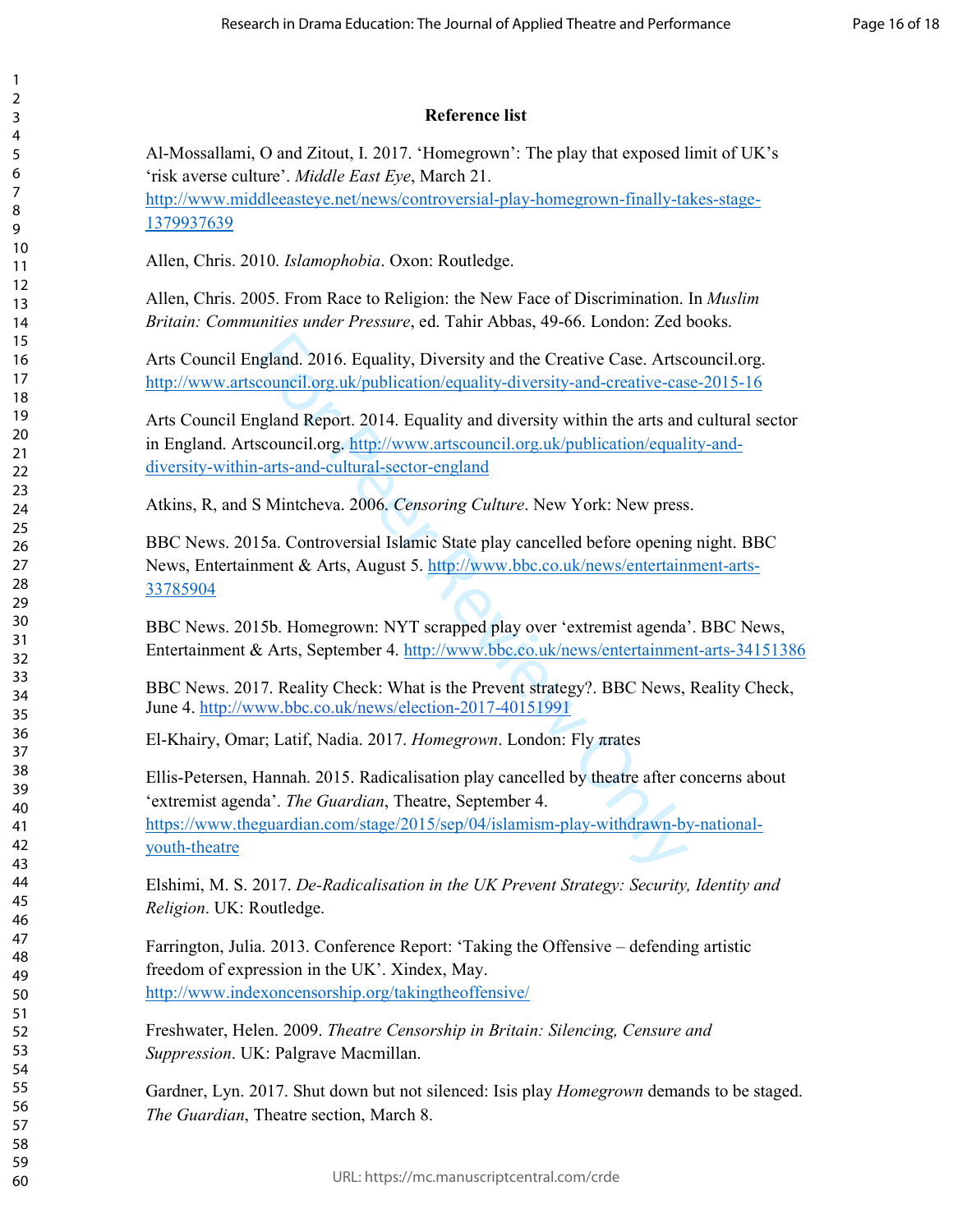**Reference list**

Al-Mossallami, O and Zitout, I. 2017. 'Homegrown': The play that exposed limit of UK's 'risk averse culture'. *Middle East Eye*, March 21. http://www.middleeasteye.net/news/controversial-play-homegrown-finally-takes-stage-1379937639

Allen, Chris. 2010. *Islamophobia*. Oxon: Routledge.

Allen, Chris. 2005. From Race to Religion: the New Face of Discrimination. In *Muslim Britain: Communities under Pressure*, ed. Tahir Abbas, 49-66. London: Zed books.

Arts Council England. 2016. Equality, Diversity and the Creative Case. Artscouncil.org. http://www.artscouncil.org.uk/publication/equality-diversity-and-creative-case-2015-16

Arts Council England Report. 2014. Equality and diversity within the arts and cultural sector in England. Artscouncil.org. http://www.artscouncil.org.uk/publication/equality-and-diversity-within-arts-and-cultural-sector-england

Atkins, R, and S Mintcheva. 2006. *Censoring Culture*. New York: New press.

BBC News. 2015a. Controversial Islamic State play cancelled before opening night. BBC News, Entertainment & Arts, August 5. http://www.bbc.co.uk/news/entertainment-arts-33785904

BBC News. 2015b. Homegrown: NYT scrapped play over 'extremist agenda'. BBC News, Entertainment & Arts, September 4. http://www.bbc.co.uk/news/entertainment-arts-34151386

BBC News. 2017. Reality Check: What is the Prevent strategy?. BBC News, Reality Check, June 4. http://www.bbc.co.uk/news/election-2017-40151991

El-Khairy, Omar; Latif, Nadia. 2017. *Homegrown*. London: Fly πrates

Ellis-Petersen, Hannah. 2015. Radicalisation play cancelled by theatre after concerns about 'extremist agenda'. *The Guardian*, Theatre, September 4. https://www.theguardian.com/stage/2015/sep/04/islamism-play-withdrawn-by-national-youth-theatre

Elshimi, M. S. 2017. *De-Radicalisation in the UK Prevent Strategy: Security, Identity and Religion*. UK: Routledge.

Farrington, Julia. 2013. Conference Report: 'Taking the Offensive – defending artistic freedom of expression in the UK'. Xindex, May. http://www.indexoncensorship.org/takingtheoffensive/

Freshwater, Helen. 2009. *Theatre Censorship in Britain: Silencing, Censure and Suppression*. UK: Palgrave Macmillan.

Gardner, Lyn. 2017. Shut down but not silenced: Isis play *Homegrown* demands to be staged. *The Guardian*, Theatre section, March 8.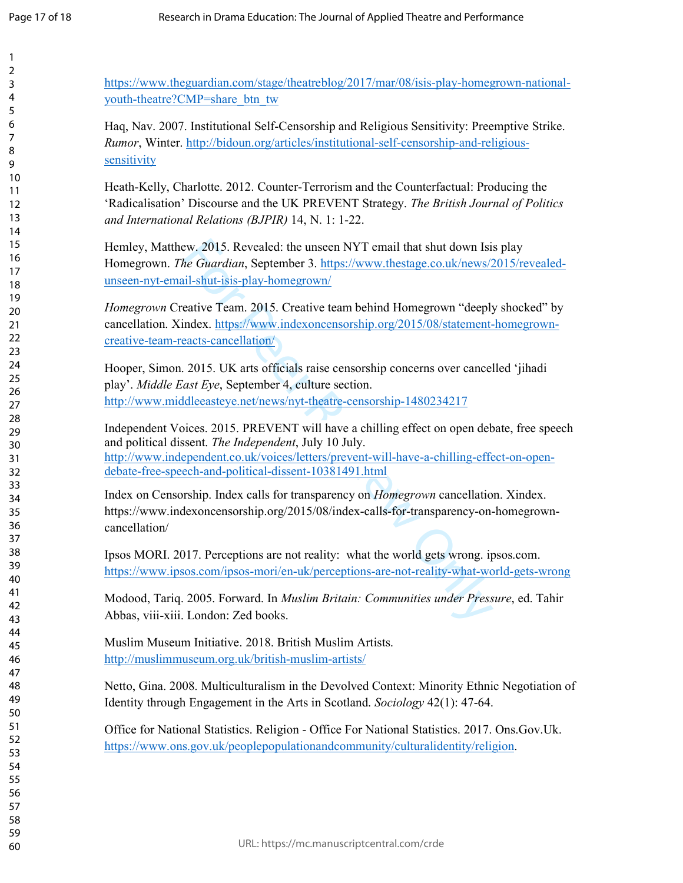https://www.theguardian.com/stage/theatreblog/2017/mar/08/isis-play-homegrown-national-youth-theatre?CMP=share_btn_tw

Haq, Nav. 2007. Institutional Self-Censorship and Religious Sensitivity: Preemptive Strike. *Rumor*, Winter. http://bidoun.org/articles/institutional-self-censorship-and-religious-sensitivity

Heath-Kelly, Charlotte. 2012. Counter-Terrorism and the Counterfactual: Producing the 'Radicalisation' Discourse and the UK PREVENT Strategy. *The British Journal of Politics and International Relations (BJPIR)* 14, N. 1: 1-22.

Hemley, Matthew. 2015. Revealed: the unseen NYT email that shut down Isis play Homegrown. *The Guardian*, September 3. https://www.thestage.co.uk/news/2015/revealed-unseen-nyt-email-shut-isis-play-homegrown/

*Homegrown* Creative Team. 2015. Creative team behind Homegrown "deeply shocked" by cancellation. Xindex. https://www.indexoncensorship.org/2015/08/statement-homegrown-creative-team-reacts-cancellation/

Hooper, Simon. 2015. UK arts officials raise censorship concerns over cancelled 'jihadi play'. *Middle East Eye*, September 4, culture section. http://www.middleeasteye.net/news/nyt-theatre-censorship-1480234217

Independent Voices. 2015. PREVENT will have a chilling effect on open debate, free speech and political dissent. *The Independent*, July 10 July. http://www.independent.co.uk/voices/letters/prevent-will-have-a-chilling-effect-on-open-debate-free-speech-and-political-dissent-10381491.html

Index on Censorship. Index calls for transparency on *Homegrown* cancellation. Xindex. https://www.indexoncensorship.org/2015/08/index-calls-for-transparency-on-homegrown-cancellation/

Ipsos MORI. 2017. Perceptions are not reality: what the world gets wrong. ipsos.com. https://www.ipsos.com/ipsos-mori/en-uk/perceptions-are-not-reality-what-world-gets-wrong

Modood, Tariq. 2005. Forward. In *Muslim Britain: Communities under Pressure*, ed. Tahir Abbas, viii-xiii. London: Zed books.

Muslim Museum Initiative. 2018. British Muslim Artists. http://muslimmuseum.org.uk/british-muslim-artists/

Netto, Gina. 2008. Multiculturalism in the Devolved Context: Minority Ethnic Negotiation of Identity through Engagement in the Arts in Scotland. *Sociology* 42(1): 47-64.

Office for National Statistics. Religion - Office For National Statistics. 2017. Ons.Gov.Uk. https://www.ons.gov.uk/peoplepopulationandcommunity/culturalidentity/religion.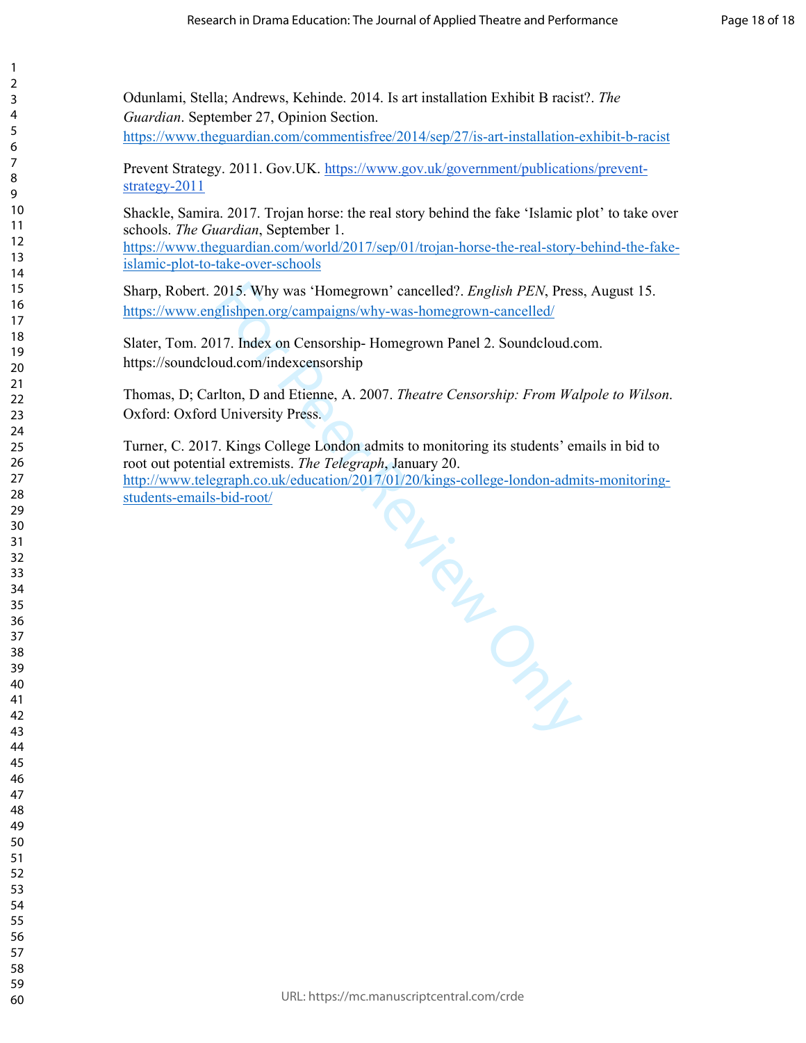Odunlami, Stella; Andrews, Kehinde. 2014. Is art installation Exhibit B racist?. *The Guardian*. September 27, Opinion Section. https://www.theguardian.com/commentisfree/2014/sep/27/is-art-installation-exhibit-b-racist

Prevent Strategy. 2011. Gov.UK. https://www.gov.uk/government/publications/prevent-strategy-2011

Shackle, Samira. 2017. Trojan horse: the real story behind the fake 'Islamic plot' to take over schools. *The Guardian*, September 1. https://www.theguardian.com/world/2017/sep/01/trojan-horse-the-real-story-behind-the-fake-islamic-plot-to-take-over-schools

Sharp, Robert. 2015. Why was 'Homegrown' cancelled?. *English PEN*, Press, August 15. https://www.englishpen.org/campaigns/why-was-homegrown-cancelled/

Slater, Tom. 2017. Index on Censorship- Homegrown Panel 2. Soundcloud.com. https://soundcloud.com/indexcensorship

Thomas, D; Carlton, D and Etienne, A. 2007. *Theatre Censorship: From Walpole to Wilson*. Oxford: Oxford University Press.

Turner, C. 2017. Kings College London admits to monitoring its students' emails in bid to root out potential extremists. *The Telegraph*, January 20. http://www.telegraph.co.uk/education/2017/01/20/kings-college-london-admits-monitoring-students-emails-bid-root/